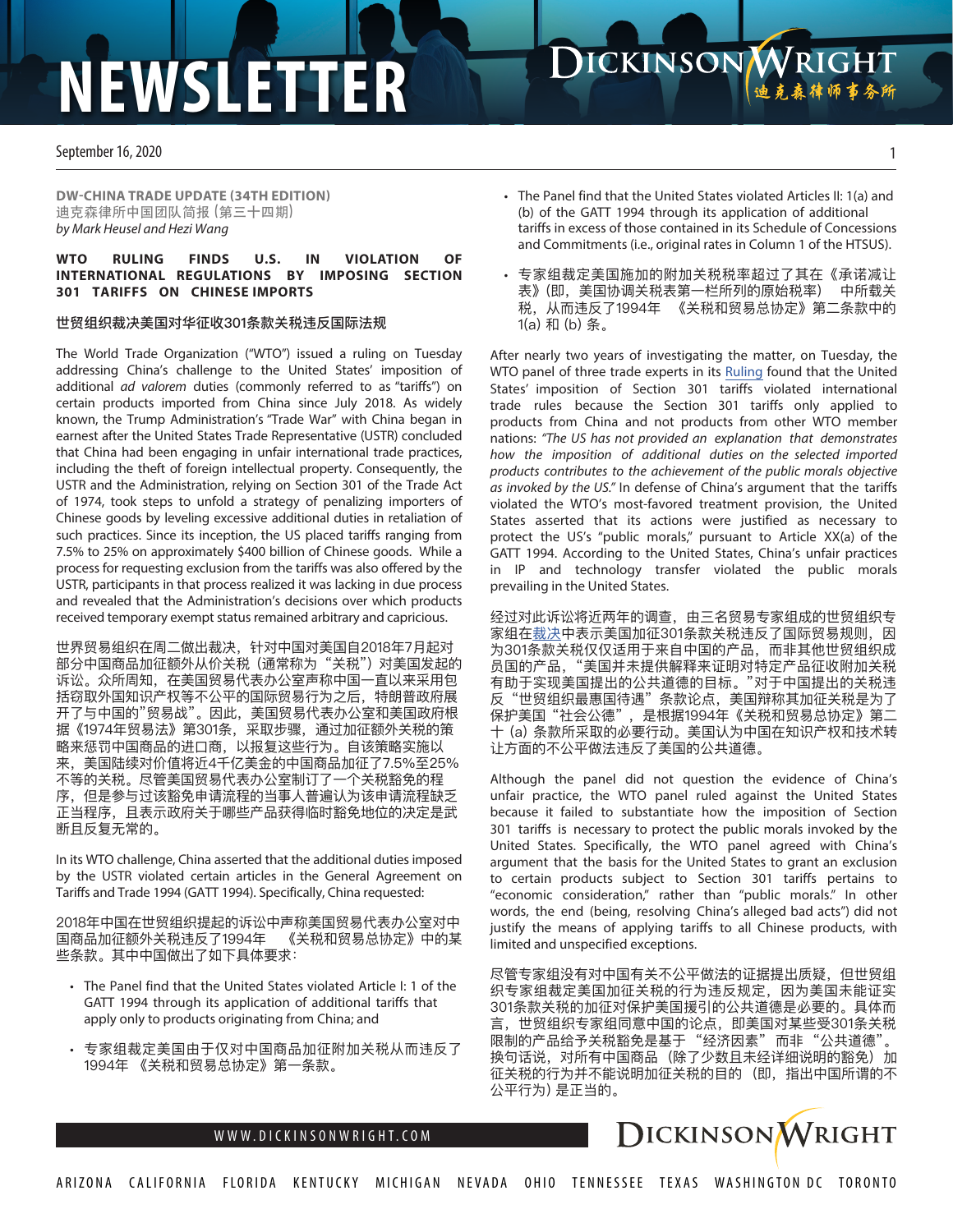DW-CHINA TRADE UPDATE (34TH EDITION)
迪克森律所中国团队简报（第三十四期）
*by Mark Heusel and Hezi Wang*

## WTO RULING FINDS U.S. IN VIOLATION OF INTERNATIONAL REGULATIONS BY IMPOSING SECTION 301 TARIFFS ON CHINESE IMPORTS

## 世贸组织裁决美国对华征收301条款关税违反国际法规

The World Trade Organization ("WTO") issued a ruling on Tuesday addressing China's challenge to the United States' imposition of additional *ad valorem* duties (commonly referred to as "tariffs") on certain products imported from China since July 2018. As widely known, the Trump Administration's "Trade War" with China began in earnest after the United States Trade Representative (USTR) concluded that China had been engaging in unfair international trade practices, including the theft of foreign intellectual property. Consequently, the USTR and the Administration, relying on Section 301 of the Trade Act of 1974, took steps to unfold a strategy of penalizing importers of Chinese goods by leveling excessive additional duties in retaliation of such practices. Since its inception, the US placed tariffs ranging from 7.5% to 25% on approximately $400 billion of Chinese goods. While a process for requesting exclusion from the tariffs was also offered by the USTR, participants in that process realized it was lacking in due process and revealed that the Administration's decisions over which products received temporary exempt status remained arbitrary and capricious.

世界贸易组织在周二做出裁决，针对中国对美国自2018年7月起对部分中国商品加征额外从价关税（通常称为"关税"）对美国发起的诉讼。众所周知，在美国贸易代表办公室声称中国一直以来采用包括窃取外国知识产权等不公平的国际贸易行为之后，特朗普政府展开了与中国的"贸易战"。因此，美国贸易代表办公室和美国政府根据《1974年贸易法》第301条，采取步骤，通过加征额外关税的策略来惩罚中国商品的进口商，以报复这些行为。自该策略实施以来，美国陆续对价值将近4千亿美金的中国商品加征了7.5%至25%不等的关税。尽管美国贸易代表办公室制订了一个关税豁免的程序，但是参与过该豁免申请流程的当事人普遍认为该申请流程缺乏正当程序，且表示政府关于哪些产品获得临时豁免地位的决定是武断且反复无常的。

In its WTO challenge, China asserted that the additional duties imposed by the USTR violated certain articles in the General Agreement on Tariffs and Trade 1994 (GATT 1994). Specifically, China requested:

2018年中国在世贸组织提起的诉讼中声称美国贸易代表办公室对中国商品加征额外关税违反了1994年 《关税和贸易总协定》中的某些条款。其中中国做出了如下具体要求：

- The Panel find that the United States violated Article I: 1 of the GATT 1994 through its application of additional tariffs that apply only to products originating from China; and
- 专家组裁定美国由于仅对中国商品加征附加关税从而违反了1994年 《关税和贸易总协定》第一条款。
- The Panel find that the United States violated Articles II: 1(a) and (b) of the GATT 1994 through its application of additional tariffs in excess of those contained in its Schedule of Concessions and Commitments (i.e., original rates in Column 1 of the HTSUS).
- 专家组裁定美国施加的附加关税税率超过了其在《承诺减让表》（即，美国协调关税表第一栏所列的原始税率） 中所载关税，从而违反了1994年 《关税和贸易总协定》第二条款中的1(a) 和 (b) 条。

After nearly two years of investigating the matter, on Tuesday, the WTO panel of three trade experts in its Ruling found that the United States' imposition of Section 301 tariffs violated international trade rules because the Section 301 tariffs only applied to products from China and not products from other WTO member nations: *"The US has not provided an explanation that demonstrates how the imposition of additional duties on the selected imported products contributes to the achievement of the public morals objective as invoked by the US."* In defense of China's argument that the tariffs violated the WTO's most-favored treatment provision, the United States asserted that its actions were justified as necessary to protect the US's "public morals," pursuant to Article XX(a) of the GATT 1994. According to the United States, China's unfair practices in IP and technology transfer violated the public morals prevailing in the United States.

经过对此诉讼将近两年的调查，由三名贸易专家组成的世贸组织专家组在裁决中表示美国加征301条款关税违反了国际贸易规则，因为301条款关税仅仅适用于来自中国的产品，而非其他世贸组织成员国的产品，"美国并未提供解释来证明对特定产品征收附加关税有助于实现美国提出的公共道德的目标。"对于中国提出的关税违反"世贸组织最惠国待遇"条款论点，美国辩称其加征关税是为了保护美国"社会公德"，是根据1994年《关税和贸易总协定》第二十（a）条款所采取的必要行动。美国认为中国在知识产权和技术转让方面的不公平做法违反了美国的公共道德。

Although the panel did not question the evidence of China's unfair practice, the WTO panel ruled against the United States because it failed to substantiate how the imposition of Section 301 tariffs is necessary to protect the public morals invoked by the United States. Specifically, the WTO panel agreed with China's argument that the basis for the United States to grant an exclusion to certain products subject to Section 301 tariffs pertains to "economic consideration," rather than "public morals." In other words, the end (being, resolving China's alleged bad acts) did not justify the means of applying tariffs to all Chinese products, with limited and unspecified exceptions.

尽管专家组没有对中国有关不公平做法的证据提出质疑，但世贸组织专家组裁定美国加征关税的行为违反规定，因为美国未能证实301条款关税的加征对保护美国援引的公共道德是必要的。具体而言，世贸组织专家组同意中国的论点，即美国对某些受301条关税限制的产品给予关税豁免是基于 "经济因素" 而非 "公共道德"。换句话说，对所有中国商品（除了少数且未经详细说明的豁免）加征关税的行为并不能说明加征关税的目的（即，指出中国所谓的不公平行为）是正当的。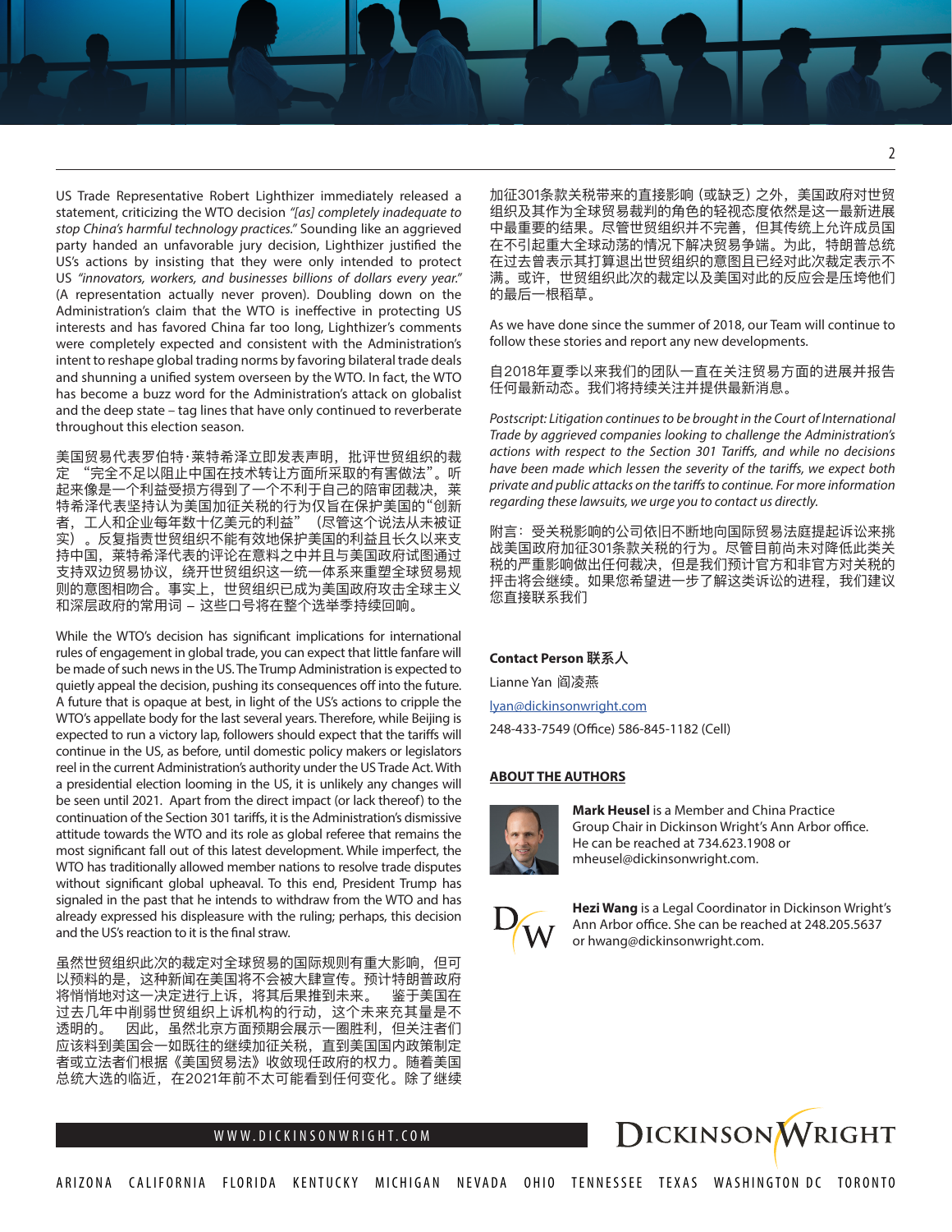US Trade Representative Robert Lighthizer immediately released a statement, criticizing the WTO decision *"[as] completely inadequate to stop China's harmful technology practices."* Sounding like an aggrieved party handed an unfavorable jury decision, Lighthizer justified the US's actions by insisting that they were only intended to protect US *"innovators, workers, and businesses billions of dollars every year."* (A representation actually never proven). Doubling down on the Administration's claim that the WTO is ineffective in protecting US interests and has favored China far too long, Lighthizer's comments were completely expected and consistent with the Administration's intent to reshape global trading norms by favoring bilateral trade deals and shunning a unified system overseen by the WTO. In fact, the WTO has become a buzz word for the Administration's attack on globalist and the deep state – tag lines that have only continued to reverberate throughout this election season.

美国贸易代表罗伯特·莱特希泽立即发表声明，批评世贸组织的裁定 "完全不足以阻止中国在技术转让方面所采取的有害做法"。听起来像是一个利益受损方得到了一个不利于自己的陪审团裁决，莱特希泽代表坚持认为美国加征关税的行为仅旨在保护美国的"创新者，工人和企业每年数十亿美元的利益" （尽管这个说法从未被证实） 。反复指责世贸组织不能有效地保护美国的利益且长久以来支持中国，莱特希泽代表的评论在意料之中并且与美国政府试图通过支持双边贸易协议，绕开世贸组织这一统一体系来重塑全球贸易规则的意图相吻合。事实上，世贸组织已成为美国政府攻击全球主义和深层政府的常用词 – 这些口号将在整个选举季持续回响。

While the WTO's decision has significant implications for international rules of engagement in global trade, you can expect that little fanfare will be made of such news in the US. The Trump Administration is expected to quietly appeal the decision, pushing its consequences off into the future. A future that is opaque at best, in light of the US's actions to cripple the WTO's appellate body for the last several years. Therefore, while Beijing is expected to run a victory lap, followers should expect that the tariffs will continue in the US, as before, until domestic policy makers or legislators reel in the current Administration's authority under the US Trade Act. With a presidential election looming in the US, it is unlikely any changes will be seen until 2021. Apart from the direct impact (or lack thereof) to the continuation of the Section 301 tariffs, it is the Administration's dismissive attitude towards the WTO and its role as global referee that remains the most significant fall out of this latest development. While imperfect, the WTO has traditionally allowed member nations to resolve trade disputes without significant global upheaval. To this end, President Trump has signaled in the past that he intends to withdraw from the WTO and has already expressed his displeasure with the ruling; perhaps, this decision and the US's reaction to it is the final straw.

虽然世贸组织此次的裁定对全球贸易的国际规则有重大影响，但可以预料的是，这种新闻在美国将不会被大肆宣传。预计特朗普政府将悄悄地对这一决定进行上诉，将其后果推到未来。 鉴于美国在过去几年中削弱世贸组织上诉机构的行动，这个未来充其量是不透明的。 因此，虽然北京方面预期会展示一圈胜利，但关注者们应该料到美国会一如既往的继续加征关税，直到美国国内政策制定者或立法者们根据《美国贸易法》收敛现任政府的权力。随着美国总统大选的临近，在2021年前不太可能看到任何变化。除了继续加征301条款关税带来的直接影响（或缺乏）之外，美国政府对世贸组织及其作为全球贸易裁判的角色的轻视态度依然是这一最新进展中最重要的结果。尽管世贸组织并不完善，但其传统上允许成员国在不引起重大全球动荡的情况下解决贸易争端。为此，特朗普总统在过去曾表示其打算退出世贸组织的意图且已经对此次裁定表示不满。或许，世贸组织此次的裁定以及美国对此的反应会是压垮他们的最后一根稻草。

As we have done since the summer of 2018, our Team will continue to follow these stories and report any new developments.

自2018年夏季以来我们的团队一直在关注贸易方面的进展并报告任何最新动态。我们将持续关注并提供最新消息。

*Postscript: Litigation continues to be brought in the Court of International Trade by aggrieved companies looking to challenge the Administration's actions with respect to the Section 301 Tariffs, and while no decisions have been made which lessen the severity of the tariffs, we expect both private and public attacks on the tariffs to continue. For more information regarding these lawsuits, we urge you to contact us directly.*

附言：受关税影响的公司依旧不断地向国际贸易法庭提起诉讼来挑战美国政府加征301条款关税的行为。尽管目前尚未对降低此类关税的严重影响做出任何裁决，但是我们预计官方和非官方对关税的抨击将会继续。如果您希望进一步了解这类诉讼的进程，我们建议您直接联系我们

**Contact Person 联系人**

Lianne Yan 阎凌燕

lyan@dickinsonwright.com

248-433-7549 (Office) 586-845-1182 (Cell)

## ABOUT THE AUTHORS

**Mark Heusel** is a Member and China Practice Group Chair in Dickinson Wright's Ann Arbor office. He can be reached at 734.623.1908 or mheusel@dickinsonwright.com.

**Hezi Wang** is a Legal Coordinator in Dickinson Wright's Ann Arbor office. She can be reached at 248.205.5637 or hwang@dickinsonwright.com.